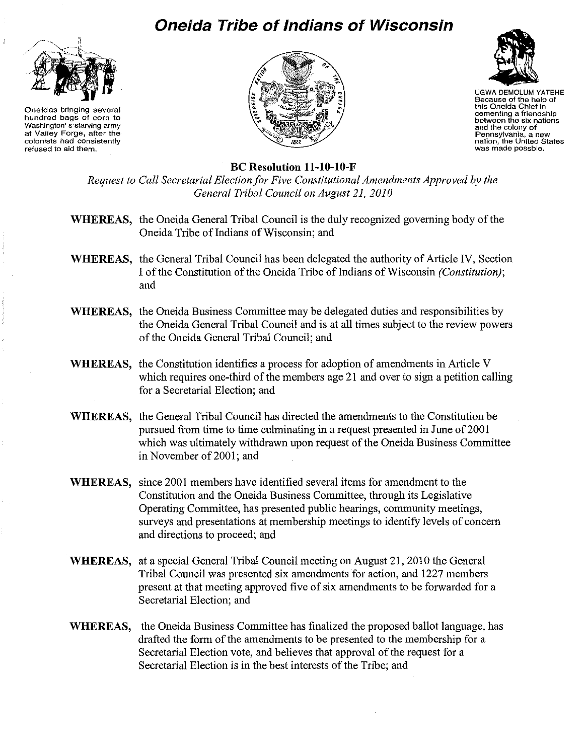# Oneida Tribe of Indians of Wisconsin

Oneidas bringing several hundred bags of corn to Washington's starving army at Valley Forge, after the colonists had consistently refused to aid them.

UGWA DEMOLUM YATEHE
Because of the help of this Oneida Chief in cementing a friendship between the six nations and the colony of Pennsylvania, a new nation, the United States was made possble.

**BC Resolution 11-10-10-F**

*Request to Call Secretarial Election for Five Constitutional Amendments Approved by the General Tribal Council on August 21, 2010*

**WHEREAS,** the Oneida General Tribal Council is the duly recognized governing body of the Oneida Tribe of Indians of Wisconsin; and

**WHEREAS,** the General Tribal Council has been delegated the authority of Article IV, Section I of the Constitution of the Oneida Tribe of Indians of Wisconsin *(Constitution)*; and

**WHEREAS,** the Oneida Business Committee may be delegated duties and responsibilities by the Oneida General Tribal Council and is at all times subject to the review powers of the Oneida General Tribal Council; and

**WHEREAS,** the Constitution identifies a process for adoption of amendments in Article V which requires one-third of the members age 21 and over to sign a petition calling for a Secretarial Election; and

**WHEREAS,** the General Tribal Council has directed the amendments to the Constitution be pursued from time to time culminating in a request presented in June of 2001 which was ultimately withdrawn upon request of the Oneida Business Committee in November of 2001; and

**WHEREAS,** since 2001 members have identified several items for amendment to the Constitution and the Oneida Business Committee, through its Legislative Operating Committee, has presented public hearings, community meetings, surveys and presentations at membership meetings to identify levels of concern and directions to proceed; and

**WHEREAS,** at a special General Tribal Council meeting on August 21, 2010 the General Tribal Council was presented six amendments for action, and 1227 members present at that meeting approved five of six amendments to be forwarded for a Secretarial Election; and

**WHEREAS,** the Oneida Business Committee has finalized the proposed ballot language, has drafted the form of the amendments to be presented to the membership for a Secretarial Election vote, and believes that approval of the request for a Secretarial Election is in the best interests of the Tribe; and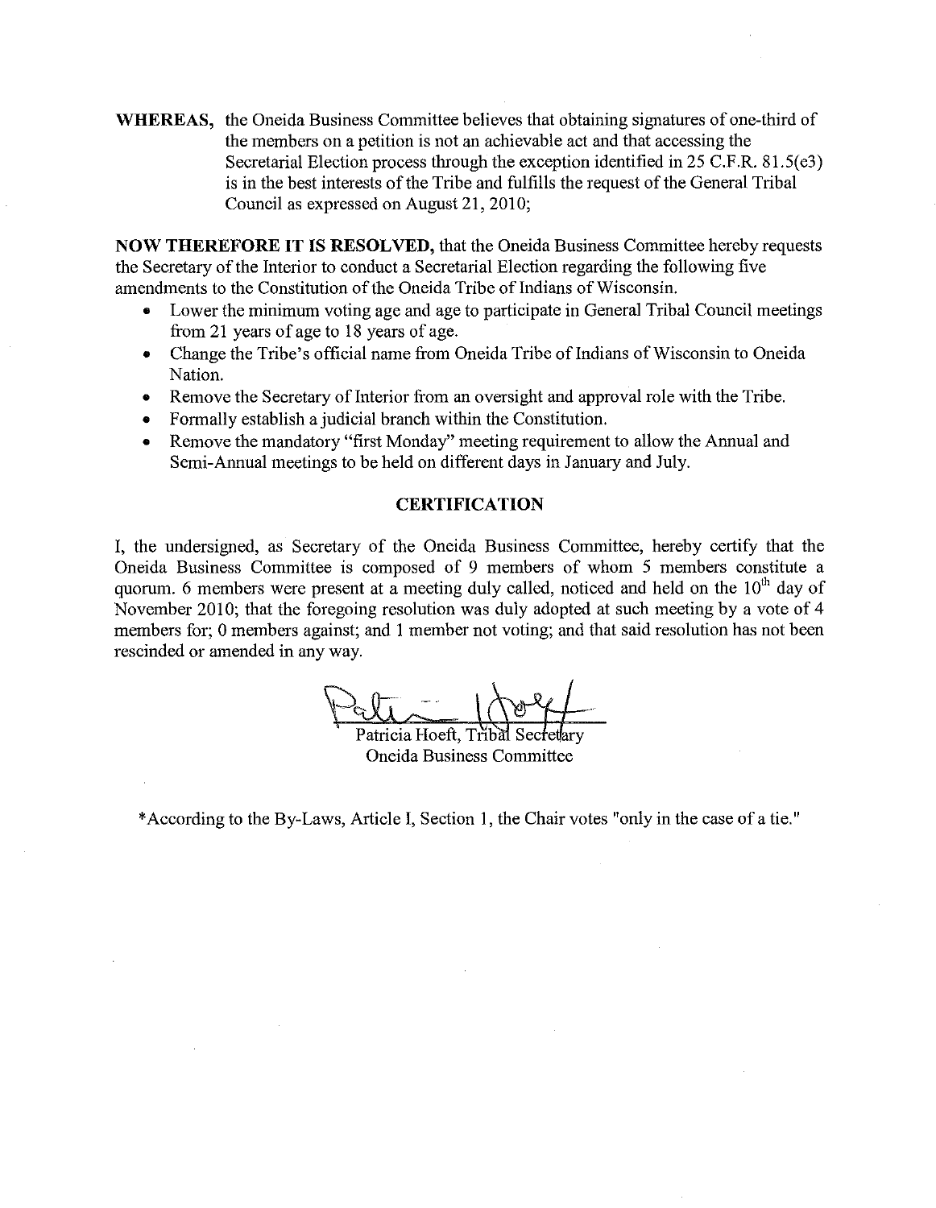**WHEREAS,** the Oneida Business Committee believes that obtaining signatures of one-third of the members on a petition is not an achievable act and that accessing the Secretarial Election process through the exception identified in 25 C.F.R. 81.5(e3) is in the best interests of the Tribe and fulfills the request of the General Tribal Council as expressed on August 21, 2010;

**NOW THEREFORE IT IS RESOLVED,** that the Oneida Business Committee hereby requests the Secretary of the Interior to conduct a Secretarial Election regarding the following five amendments to the Constitution of the Oneida Tribe of Indians of Wisconsin.

- Lower the minimum voting age and age to participate in General Tribal Council meetings from 21 years of age to 18 years of age.
- Change the Tribe's official name from Oneida Tribe of Indians of Wisconsin to Oneida Nation.
- Remove the Secretary of Interior from an oversight and approval role with the Tribe.
- Formally establish a judicial branch within the Constitution.
- Remove the mandatory "first Monday" meeting requirement to allow the Annual and Semi-Annual meetings to be held on different days in January and July.

## CERTIFICATION

I, the undersigned, as Secretary of the Oneida Business Committee, hereby certify that the Oneida Business Committee is composed of 9 members of whom 5 members constitute a quorum. 6 members were present at a meeting duly called, noticed and held on the 10th day of November 2010; that the foregoing resolution was duly adopted at such meeting by a vote of 4 members for; 0 members against; and 1 member not voting; and that said resolution has not been rescinded or amended in any way.

Patricia Hoeft, Tribal Secretary
Oneida Business Committee

*According to the By-Laws, Article I, Section 1, the Chair votes "only in the case of a tie."